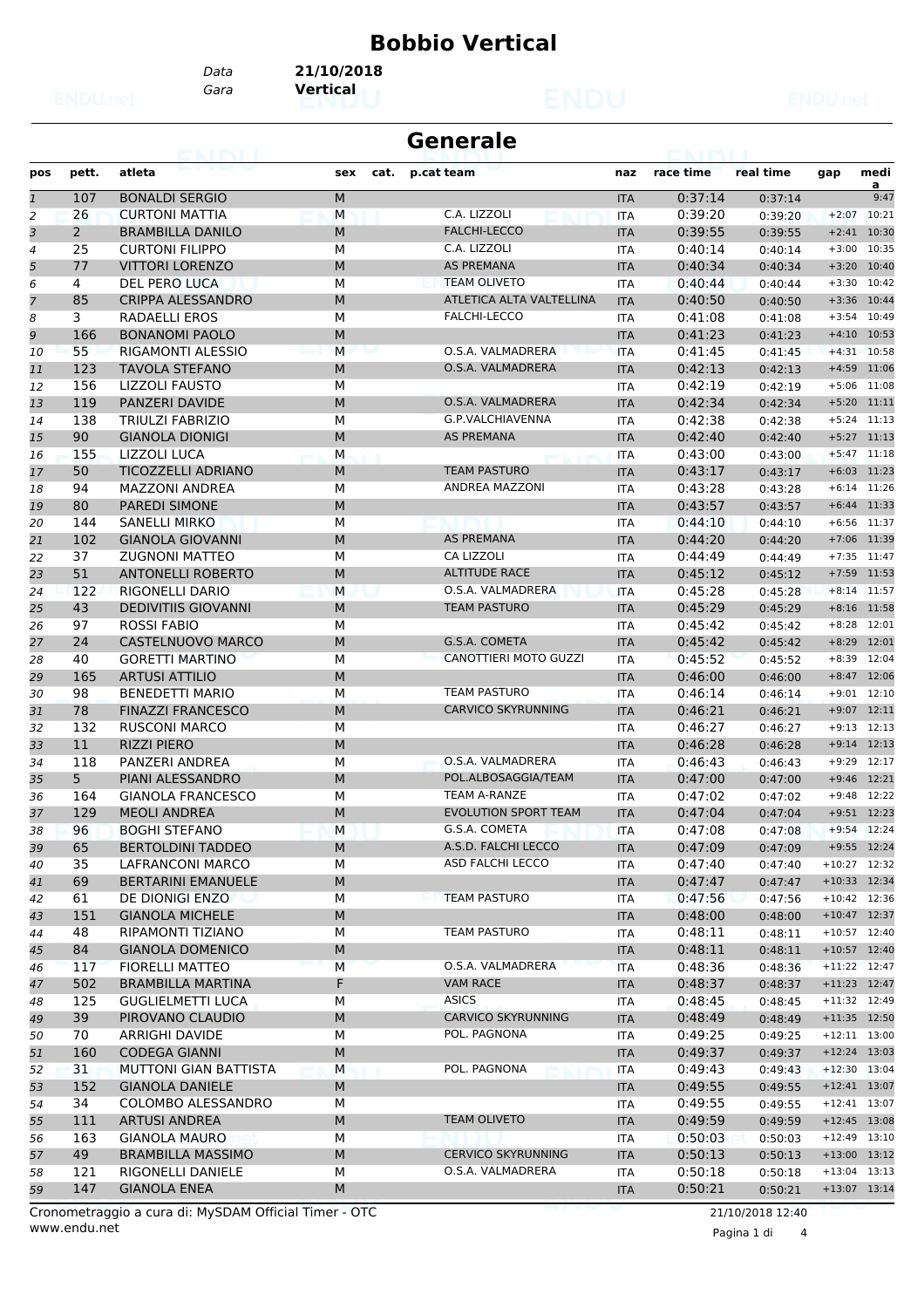# Bobbio Vertical

Data **21/10/2018**
Gara **Vertical**

## Generale

| pos | pett. | atleta | sex | cat. | p.cat | team | naz | race time | real time | gap | media |
|---|---|---|---|---|---|---|---|---|---|---|---|
| 1 | 107 | BONALDI SERGIO | M | | | | ITA | 0:37:14 | 0:37:14 | | 9:47 |
| 2 | 26 | CURTONI MATTIA | M | | | C.A. LIZZOLI | ITA | 0:39:20 | 0:39:20 | +2:07 | 10:21 |
| 3 | 2 | BRAMBILLA DANILO | M | | | FALCHI-LECCO | ITA | 0:39:55 | 0:39:55 | +2:41 | 10:30 |
| 4 | 25 | CURTONI FILIPPO | M | | | C.A. LIZZOLI | ITA | 0:40:14 | 0:40:14 | +3:00 | 10:35 |
| 5 | 77 | VITTORI LORENZO | M | | | AS PREMANA | ITA | 0:40:34 | 0:40:34 | +3:20 | 10:40 |
| 6 | 4 | DEL PERO LUCA | M | | | TEAM OLIVETO | ITA | 0:40:44 | 0:40:44 | +3:30 | 10:42 |
| 7 | 85 | CRIPPA ALESSANDRO | M | | | ATLETICA ALTA VALTELLINA | ITA | 0:40:50 | 0:40:50 | +3:36 | 10:44 |
| 8 | 3 | RADAELLI EROS | M | | | FALCHI-LECCO | ITA | 0:41:08 | 0:41:08 | +3:54 | 10:49 |
| 9 | 166 | BONANOMI PAOLO | M | | | | ITA | 0:41:23 | 0:41:23 | +4:10 | 10:53 |
| 10 | 55 | RIGAMONTI ALESSIO | M | | | O.S.A. VALMADRERA | ITA | 0:41:45 | 0:41:45 | +4:31 | 10:58 |
| 11 | 123 | TAVOLA STEFANO | M | | | O.S.A. VALMADRERA | ITA | 0:42:13 | 0:42:13 | +4:59 | 11:06 |
| 12 | 156 | LIZZOLI FAUSTO | M | | | | ITA | 0:42:19 | 0:42:19 | +5:06 | 11:08 |
| 13 | 119 | PANZERI DAVIDE | M | | | O.S.A. VALMADRERA | ITA | 0:42:34 | 0:42:34 | +5:20 | 11:11 |
| 14 | 138 | TRIULZI FABRIZIO | M | | | G.P.VALCHIAVENNA | ITA | 0:42:38 | 0:42:38 | +5:24 | 11:13 |
| 15 | 90 | GIANOLA DIONIGI | M | | | AS PREMANA | ITA | 0:42:40 | 0:42:40 | +5:27 | 11:13 |
| 16 | 155 | LIZZOLI LUCA | M | | | | ITA | 0:43:00 | 0:43:00 | +5:47 | 11:18 |
| 17 | 50 | TICOZZELLI ADRIANO | M | | | TEAM PASTURO | ITA | 0:43:17 | 0:43:17 | +6:03 | 11:23 |
| 18 | 94 | MAZZONI ANDREA | M | | | ANDREA MAZZONI | ITA | 0:43:28 | 0:43:28 | +6:14 | 11:26 |
| 19 | 80 | PAREDI SIMONE | M | | | | ITA | 0:43:57 | 0:43:57 | +6:44 | 11:33 |
| 20 | 144 | SANELLI MIRKO | M | | | | ITA | 0:44:10 | 0:44:10 | +6:56 | 11:37 |
| 21 | 102 | GIANOLA GIOVANNI | M | | | AS PREMANA | ITA | 0:44:20 | 0:44:20 | +7:06 | 11:39 |
| 22 | 37 | ZUGNONI MATTEO | M | | | CA LIZZOLI | ITA | 0:44:49 | 0:44:49 | +7:35 | 11:47 |
| 23 | 51 | ANTONELLI ROBERTO | M | | | ALTITUDE RACE | ITA | 0:45:12 | 0:45:12 | +7:59 | 11:53 |
| 24 | 122 | RIGONELLI DARIO | M | | | O.S.A. VALMADRERA | ITA | 0:45:28 | 0:45:28 | +8:14 | 11:57 |
| 25 | 43 | DEDIVITIIS GIOVANNI | M | | | TEAM PASTURO | ITA | 0:45:29 | 0:45:29 | +8:16 | 11:58 |
| 26 | 97 | ROSSI FABIO | M | | | | ITA | 0:45:42 | 0:45:42 | +8:28 | 12:01 |
| 27 | 24 | CASTELNUOVO MARCO | M | | | G.S.A. COMETA | ITA | 0:45:42 | 0:45:42 | +8:29 | 12:01 |
| 28 | 40 | GORETTI MARTINO | M | | | CANOTTIERI MOTO GUZZI | ITA | 0:45:52 | 0:45:52 | +8:39 | 12:04 |
| 29 | 165 | ARTUSI ATTILIO | M | | | | ITA | 0:46:00 | 0:46:00 | +8:47 | 12:06 |
| 30 | 98 | BENEDETTI MARIO | M | | | TEAM PASTURO | ITA | 0:46:14 | 0:46:14 | +9:01 | 12:10 |
| 31 | 78 | FINAZZI FRANCESCO | M | | | CARVICO SKYRUNNING | ITA | 0:46:21 | 0:46:21 | +9:07 | 12:11 |
| 32 | 132 | RUSCONI MARCO | M | | | | ITA | 0:46:27 | 0:46:27 | +9:13 | 12:13 |
| 33 | 11 | RIZZI PIERO | M | | | | ITA | 0:46:28 | 0:46:28 | +9:14 | 12:13 |
| 34 | 118 | PANZERI ANDREA | M | | | O.S.A. VALMADRERA | ITA | 0:46:43 | 0:46:43 | +9:29 | 12:17 |
| 35 | 5 | PIANI ALESSANDRO | M | | | POL.ALBOSAGGIA/TEAM | ITA | 0:47:00 | 0:47:00 | +9:46 | 12:21 |
| 36 | 164 | GIANOLA FRANCESCO | M | | | TEAM A-RANZE | ITA | 0:47:02 | 0:47:02 | +9:48 | 12:22 |
| 37 | 129 | MEOLI ANDREA | M | | | EVOLUTION SPORT TEAM | ITA | 0:47:04 | 0:47:04 | +9:51 | 12:23 |
| 38 | 96 | BOGHI STEFANO | M | | | G.S.A. COMETA | ITA | 0:47:08 | 0:47:08 | +9:54 | 12:24 |
| 39 | 65 | BERTOLDINI TADDEO | M | | | A.S.D. FALCHI LECCO | ITA | 0:47:09 | 0:47:09 | +9:55 | 12:24 |
| 40 | 35 | LAFRANCONI MARCO | M | | | ASD FALCHI LECCO | ITA | 0:47:40 | 0:47:40 | +10:27 | 12:32 |
| 41 | 69 | BERTARINI EMANUELE | M | | | | ITA | 0:47:47 | 0:47:47 | +10:33 | 12:34 |
| 42 | 61 | DE DIONIGI ENZO | M | | | TEAM PASTURO | ITA | 0:47:56 | 0:47:56 | +10:42 | 12:36 |
| 43 | 151 | GIANOLA MICHELE | M | | | | ITA | 0:48:00 | 0:48:00 | +10:47 | 12:37 |
| 44 | 48 | RIPAMONTI TIZIANO | M | | | TEAM PASTURO | ITA | 0:48:11 | 0:48:11 | +10:57 | 12:40 |
| 45 | 84 | GIANOLA DOMENICO | M | | | | ITA | 0:48:11 | 0:48:11 | +10:57 | 12:40 |
| 46 | 117 | FIORELLI MATTEO | M | | | O.S.A. VALMADRERA | ITA | 0:48:36 | 0:48:36 | +11:22 | 12:47 |
| 47 | 502 | BRAMBILLA MARTINA | F | | | VAM RACE | ITA | 0:48:37 | 0:48:37 | +11:23 | 12:47 |
| 48 | 125 | GUGLIELMETTI LUCA | M | | | ASICS | ITA | 0:48:45 | 0:48:45 | +11:32 | 12:49 |
| 49 | 39 | PIROVANO CLAUDIO | M | | | CARVICO SKYRUNNING | ITA | 0:48:49 | 0:48:49 | +11:35 | 12:50 |
| 50 | 70 | ARRIGHI DAVIDE | M | | | POL. PAGNONA | ITA | 0:49:25 | 0:49:25 | +12:11 | 13:00 |
| 51 | 160 | CODEGA GIANNI | M | | | | ITA | 0:49:37 | 0:49:37 | +12:24 | 13:03 |
| 52 | 31 | MUTTONI GIAN BATTISTA | M | | | POL. PAGNONA | ITA | 0:49:43 | 0:49:43 | +12:30 | 13:04 |
| 53 | 152 | GIANOLA DANIELE | M | | | | ITA | 0:49:55 | 0:49:55 | +12:41 | 13:07 |
| 54 | 34 | COLOMBO ALESSANDRO | M | | | | ITA | 0:49:55 | 0:49:55 | +12:41 | 13:07 |
| 55 | 111 | ARTUSI ANDREA | M | | | TEAM OLIVETO | ITA | 0:49:59 | 0:49:59 | +12:45 | 13:08 |
| 56 | 163 | GIANOLA MAURO | M | | | | ITA | 0:50:03 | 0:50:03 | +12:49 | 13:10 |
| 57 | 49 | BRAMBILLA MASSIMO | M | | | CERVICO SKYRUNNING | ITA | 0:50:13 | 0:50:13 | +13:00 | 13:12 |
| 58 | 121 | RIGONELLI DANIELE | M | | | O.S.A. VALMADRERA | ITA | 0:50:18 | 0:50:18 | +13:04 | 13:13 |
| 59 | 147 | GIANOLA ENEA | M | | | | ITA | 0:50:21 | 0:50:21 | +13:07 | 13:14 |

Cronometraggio a cura di: MySDAM Official Timer - OTC
www.endu.net

21/10/2018 12:40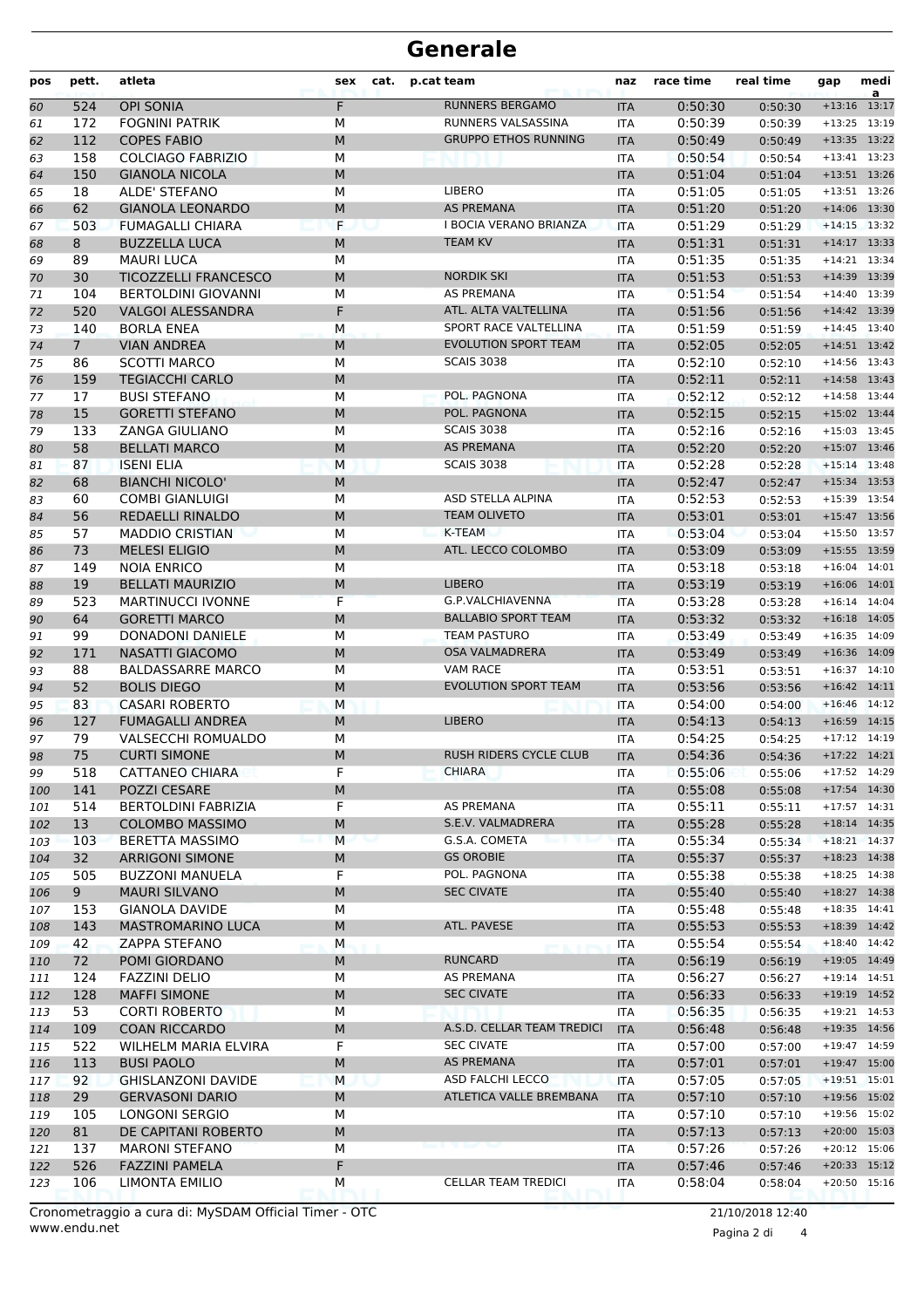# Generale

| pos | pett. | atleta | sex | cat. | p.cat | team | naz | race time | real time | gap | media |
|---|---|---|---|---|---|---|---|---|---|---|---|
| 60 | 524 | OPI SONIA | F | | | RUNNERS BERGAMO | ITA | 0:50:30 | 0:50:30 | +13:16 | 13:17 |
| 61 | 172 | FOGNINI PATRIK | M | | | RUNNERS VALSASSINA | ITA | 0:50:39 | 0:50:39 | +13:25 | 13:19 |
| 62 | 112 | COPES FABIO | M | | | GRUPPO ETHOS RUNNING | ITA | 0:50:49 | 0:50:49 | +13:35 | 13:22 |
| 63 | 158 | COLCIAGO FABRIZIO | M | | | | ITA | 0:50:54 | 0:50:54 | +13:41 | 13:23 |
| 64 | 150 | GIANOLA NICOLA | M | | | | ITA | 0:51:04 | 0:51:04 | +13:51 | 13:26 |
| 65 | 18 | ALDE' STEFANO | M | | | LIBERO | ITA | 0:51:05 | 0:51:05 | +13:51 | 13:26 |
| 66 | 62 | GIANOLA LEONARDO | M | | | AS PREMANA | ITA | 0:51:20 | 0:51:20 | +14:06 | 13:30 |
| 67 | 503 | FUMAGALLI CHIARA | F | | | I BOCIA VERANO BRIANZA | ITA | 0:51:29 | 0:51:29 | +14:15 | 13:32 |
| 68 | 8 | BUZZELLA LUCA | M | | | TEAM KV | ITA | 0:51:31 | 0:51:31 | +14:17 | 13:33 |
| 69 | 89 | MAURI LUCA | M | | | | ITA | 0:51:35 | 0:51:35 | +14:21 | 13:34 |
| 70 | 30 | TICOZZELLI FRANCESCO | M | | | NORDIK SKI | ITA | 0:51:53 | 0:51:53 | +14:39 | 13:39 |
| 71 | 104 | BERTOLDINI GIOVANNI | M | | | AS PREMANA | ITA | 0:51:54 | 0:51:54 | +14:40 | 13:39 |
| 72 | 520 | VALGOI ALESSANDRA | F | | | ATL. ALTA VALTELLINA | ITA | 0:51:56 | 0:51:56 | +14:42 | 13:39 |
| 73 | 140 | BORLA ENEA | M | | | SPORT RACE VALTELLINA | ITA | 0:51:59 | 0:51:59 | +14:45 | 13:40 |
| 74 | 7 | VIAN ANDREA | M | | | EVOLUTION SPORT TEAM | ITA | 0:52:05 | 0:52:05 | +14:51 | 13:42 |
| 75 | 86 | SCOTTI MARCO | M | | | SCAIS 3038 | ITA | 0:52:10 | 0:52:10 | +14:56 | 13:43 |
| 76 | 159 | TEGIACCHI CARLO | M | | | | ITA | 0:52:11 | 0:52:11 | +14:58 | 13:43 |
| 77 | 17 | BUSI STEFANO | M | | | POL. PAGNONA | ITA | 0:52:12 | 0:52:12 | +14:58 | 13:44 |
| 78 | 15 | GORETTI STEFANO | M | | | POL. PAGNONA | ITA | 0:52:15 | 0:52:15 | +15:02 | 13:44 |
| 79 | 133 | ZANGA GIULIANO | M | | | SCAIS 3038 | ITA | 0:52:16 | 0:52:16 | +15:03 | 13:45 |
| 80 | 58 | BELLATI MARCO | M | | | AS PREMANA | ITA | 0:52:20 | 0:52:20 | +15:07 | 13:46 |
| 81 | 87 | ISENI ELIA | M | | | SCAIS 3038 | ITA | 0:52:28 | 0:52:28 | +15:14 | 13:48 |
| 82 | 68 | BIANCHI NICOLO' | M | | | | ITA | 0:52:47 | 0:52:47 | +15:34 | 13:53 |
| 83 | 60 | COMBI GIANLUIGI | M | | | ASD STELLA ALPINA | ITA | 0:52:53 | 0:52:53 | +15:39 | 13:54 |
| 84 | 56 | REDAELLI RINALDO | M | | | TEAM OLIVETO | ITA | 0:53:01 | 0:53:01 | +15:47 | 13:56 |
| 85 | 57 | MADDIO CRISTIAN | M | | | K-TEAM | ITA | 0:53:04 | 0:53:04 | +15:50 | 13:57 |
| 86 | 73 | MELESI ELIGIO | M | | | ATL. LECCO COLOMBO | ITA | 0:53:09 | 0:53:09 | +15:55 | 13:59 |
| 87 | 149 | NOIA ENRICO | M | | | | ITA | 0:53:18 | 0:53:18 | +16:04 | 14:01 |
| 88 | 19 | BELLATI MAURIZIO | M | | | LIBERO | ITA | 0:53:19 | 0:53:19 | +16:06 | 14:01 |
| 89 | 523 | MARTINUCCI IVONNE | F | | | G.P.VALCHIAVENNA | ITA | 0:53:28 | 0:53:28 | +16:14 | 14:04 |
| 90 | 64 | GORETTI MARCO | M | | | BALLABIO SPORT TEAM | ITA | 0:53:32 | 0:53:32 | +16:18 | 14:05 |
| 91 | 99 | DONADONI DANIELE | M | | | TEAM PASTURO | ITA | 0:53:49 | 0:53:49 | +16:35 | 14:09 |
| 92 | 171 | NASATTI GIACOMO | M | | | OSA VALMADRERA | ITA | 0:53:49 | 0:53:49 | +16:36 | 14:09 |
| 93 | 88 | BALDASSARRE MARCO | M | | | VAM RACE | ITA | 0:53:51 | 0:53:51 | +16:37 | 14:10 |
| 94 | 52 | BOLIS DIEGO | M | | | EVOLUTION SPORT TEAM | ITA | 0:53:56 | 0:53:56 | +16:42 | 14:11 |
| 95 | 83 | CASARI ROBERTO | M | | | | ITA | 0:54:00 | 0:54:00 | +16:46 | 14:12 |
| 96 | 127 | FUMAGALLI ANDREA | M | | | LIBERO | ITA | 0:54:13 | 0:54:13 | +16:59 | 14:15 |
| 97 | 79 | VALSECCHI ROMUALDO | M | | | | ITA | 0:54:25 | 0:54:25 | +17:12 | 14:19 |
| 98 | 75 | CURTI SIMONE | M | | | RUSH RIDERS CYCLE CLUB | ITA | 0:54:36 | 0:54:36 | +17:22 | 14:21 |
| 99 | 518 | CATTANEO CHIARA | F | | | CHIARA | ITA | 0:55:06 | 0:55:06 | +17:52 | 14:29 |
| 100 | 141 | POZZI CESARE | M | | | | ITA | 0:55:08 | 0:55:08 | +17:54 | 14:30 |
| 101 | 514 | BERTOLDINI FABRIZIA | F | | | AS PREMANA | ITA | 0:55:11 | 0:55:11 | +17:57 | 14:31 |
| 102 | 13 | COLOMBO MASSIMO | M | | | S.E.V. VALMADRERA | ITA | 0:55:28 | 0:55:28 | +18:14 | 14:35 |
| 103 | 103 | BERETTA MASSIMO | M | | | G.S.A. COMETA | ITA | 0:55:34 | 0:55:34 | +18:21 | 14:37 |
| 104 | 32 | ARRIGONI SIMONE | M | | | GS OROBIE | ITA | 0:55:37 | 0:55:37 | +18:23 | 14:38 |
| 105 | 505 | BUZZONI MANUELA | F | | | POL. PAGNONA | ITA | 0:55:38 | 0:55:38 | +18:25 | 14:38 |
| 106 | 9 | MAURI SILVANO | M | | | SEC CIVATE | ITA | 0:55:40 | 0:55:40 | +18:27 | 14:38 |
| 107 | 153 | GIANOLA DAVIDE | M | | | | ITA | 0:55:48 | 0:55:48 | +18:35 | 14:41 |
| 108 | 143 | MASTROMARINO LUCA | M | | | ATL. PAVESE | ITA | 0:55:53 | 0:55:53 | +18:39 | 14:42 |
| 109 | 42 | ZAPPA STEFANO | M | | | | ITA | 0:55:54 | 0:55:54 | +18:40 | 14:42 |
| 110 | 72 | POMI GIORDANO | M | | | RUNCARD | ITA | 0:56:19 | 0:56:19 | +19:05 | 14:49 |
| 111 | 124 | FAZZINI DELIO | M | | | AS PREMANA | ITA | 0:56:27 | 0:56:27 | +19:14 | 14:51 |
| 112 | 128 | MAFFI SIMONE | M | | | SEC CIVATE | ITA | 0:56:33 | 0:56:33 | +19:19 | 14:52 |
| 113 | 53 | CORTI ROBERTO | M | | | | ITA | 0:56:35 | 0:56:35 | +19:21 | 14:53 |
| 114 | 109 | COAN RICCARDO | M | | | A.S.D. CELLAR TEAM TREDICI | ITA | 0:56:48 | 0:56:48 | +19:35 | 14:56 |
| 115 | 522 | WILHELM MARIA ELVIRA | F | | | SEC CIVATE | ITA | 0:57:00 | 0:57:00 | +19:47 | 14:59 |
| 116 | 113 | BUSI PAOLO | M | | | AS PREMANA | ITA | 0:57:01 | 0:57:01 | +19:47 | 15:00 |
| 117 | 92 | GHISLANZONI DAVIDE | M | | | ASD FALCHI LECCO | ITA | 0:57:05 | 0:57:05 | +19:51 | 15:01 |
| 118 | 29 | GERVASONI DARIO | M | | | ATLETICA VALLE BREMBANA | ITA | 0:57:10 | 0:57:10 | +19:56 | 15:02 |
| 119 | 105 | LONGONI SERGIO | M | | | | ITA | 0:57:10 | 0:57:10 | +19:56 | 15:02 |
| 120 | 81 | DE CAPITANI ROBERTO | M | | | | ITA | 0:57:13 | 0:57:13 | +20:00 | 15:03 |
| 121 | 137 | MARONI STEFANO | M | | | | ITA | 0:57:26 | 0:57:26 | +20:12 | 15:06 |
| 122 | 526 | FAZZINI PAMELA | F | | | | ITA | 0:57:46 | 0:57:46 | +20:33 | 15:12 |
| 123 | 106 | LIMONTA EMILIO | M | | | CELLAR TEAM TREDICI | ITA | 0:58:04 | 0:58:04 | +20:50 | 15:16 |

Cronometraggio a cura di: MySDAM Official Timer - OTC
www.endu.net

21/10/2018 12:40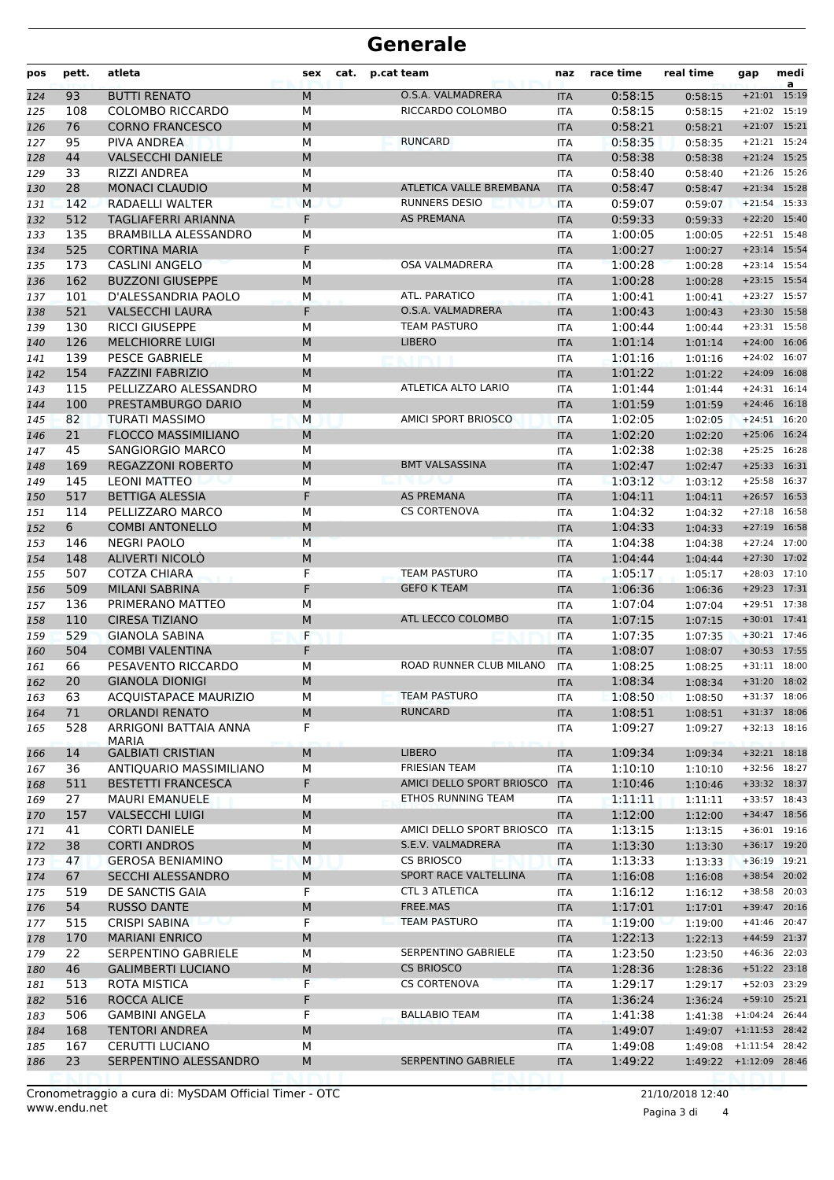# Generale

| pos | pett. | atleta | sex | cat. | p.cat | team | naz | race time | real time | gap | media |
|---|---|---|---|---|---|---|---|---|---|---|---|
| 124 | 93 | BUTTI RENATO | M | | | O.S.A. VALMADRERA | ITA | 0:58:15 | 0:58:15 | +21:01 | 15:19 |
| 125 | 108 | COLOMBO RICCARDO | M | | | RICCARDO COLOMBO | ITA | 0:58:15 | 0:58:15 | +21:02 | 15:19 |
| 126 | 76 | CORNO FRANCESCO | M | | | | ITA | 0:58:21 | 0:58:21 | +21:07 | 15:21 |
| 127 | 95 | PIVA ANDREA | M | | | RUNCARD | ITA | 0:58:35 | 0:58:35 | +21:21 | 15:24 |
| 128 | 44 | VALSECCHI DANIELE | M | | | | ITA | 0:58:38 | 0:58:38 | +21:24 | 15:25 |
| 129 | 33 | RIZZI ANDREA | M | | | | ITA | 0:58:40 | 0:58:40 | +21:26 | 15:26 |
| 130 | 28 | MONACI CLAUDIO | M | | | ATLETICA VALLE BREMBANA | ITA | 0:58:47 | 0:58:47 | +21:34 | 15:28 |
| 131 | 142 | RADAELLI WALTER | M | | | RUNNERS DESIO | ITA | 0:59:07 | 0:59:07 | +21:54 | 15:33 |
| 132 | 512 | TAGLIAFERRI ARIANNA | F | | | AS PREMANA | ITA | 0:59:33 | 0:59:33 | +22:20 | 15:40 |
| 133 | 135 | BRAMBILLA ALESSANDRO | M | | | | ITA | 1:00:05 | 1:00:05 | +22:51 | 15:48 |
| 134 | 525 | CORTINA MARIA | F | | | | ITA | 1:00:27 | 1:00:27 | +23:14 | 15:54 |
| 135 | 173 | CASLINI ANGELO | M | | | OSA VALMADRERA | ITA | 1:00:28 | 1:00:28 | +23:14 | 15:54 |
| 136 | 162 | BUZZONI GIUSEPPE | M | | | | ITA | 1:00:28 | 1:00:28 | +23:15 | 15:54 |
| 137 | 101 | D'ALESSANDRIA PAOLO | M | | | ATL. PARATICO | ITA | 1:00:41 | 1:00:41 | +23:27 | 15:57 |
| 138 | 521 | VALSECCHI LAURA | F | | | O.S.A. VALMADRERA | ITA | 1:00:43 | 1:00:43 | +23:30 | 15:58 |
| 139 | 130 | RICCI GIUSEPPE | M | | | TEAM PASTURO | ITA | 1:00:44 | 1:00:44 | +23:31 | 15:58 |
| 140 | 126 | MELCHIORRE LUIGI | M | | | LIBERO | ITA | 1:01:14 | 1:01:14 | +24:00 | 16:06 |
| 141 | 139 | PESCE GABRIELE | M | | | | ITA | 1:01:16 | 1:01:16 | +24:02 | 16:07 |
| 142 | 154 | FAZZINI FABRIZIO | M | | | | ITA | 1:01:22 | 1:01:22 | +24:09 | 16:08 |
| 143 | 115 | PELLIZZARO ALESSANDRO | M | | | ATLETICA ALTO LARIO | ITA | 1:01:44 | 1:01:44 | +24:31 | 16:14 |
| 144 | 100 | PRESTAMBURGO DARIO | M | | | | ITA | 1:01:59 | 1:01:59 | +24:46 | 16:18 |
| 145 | 82 | TURATI MASSIMO | M | | | AMICI SPORT BRIOSCO | ITA | 1:02:05 | 1:02:05 | +24:51 | 16:20 |
| 146 | 21 | FLOCCO MASSIMILIANO | M | | | | ITA | 1:02:20 | 1:02:20 | +25:06 | 16:24 |
| 147 | 45 | SANGIORGIO MARCO | M | | | | ITA | 1:02:38 | 1:02:38 | +25:25 | 16:28 |
| 148 | 169 | REGAZZONI ROBERTO | M | | | BMT VALSASSINA | ITA | 1:02:47 | 1:02:47 | +25:33 | 16:31 |
| 149 | 145 | LEONI MATTEO | M | | | | ITA | 1:03:12 | 1:03:12 | +25:58 | 16:37 |
| 150 | 517 | BETTIGA ALESSIA | F | | | AS PREMANA | ITA | 1:04:11 | 1:04:11 | +26:57 | 16:53 |
| 151 | 114 | PELLIZZARO MARCO | M | | | CS CORTENOVA | ITA | 1:04:32 | 1:04:32 | +27:18 | 16:58 |
| 152 | 6 | COMBI ANTONELLO | M | | | | ITA | 1:04:33 | 1:04:33 | +27:19 | 16:58 |
| 153 | 146 | NEGRI PAOLO | M | | | | ITA | 1:04:38 | 1:04:38 | +27:24 | 17:00 |
| 154 | 148 | ALIVERTI NICOLÒ | M | | | | ITA | 1:04:44 | 1:04:44 | +27:30 | 17:02 |
| 155 | 507 | COTZA CHIARA | F | | | TEAM PASTURO | ITA | 1:05:17 | 1:05:17 | +28:03 | 17:10 |
| 156 | 509 | MILANI SABRINA | F | | | GEFO K TEAM | ITA | 1:06:36 | 1:06:36 | +29:23 | 17:31 |
| 157 | 136 | PRIMERANO MATTEO | M | | | | ITA | 1:07:04 | 1:07:04 | +29:51 | 17:38 |
| 158 | 110 | CIRESA TIZIANO | M | | | ATL LECCO COLOMBO | ITA | 1:07:15 | 1:07:15 | +30:01 | 17:41 |
| 159 | 529 | GIANOLA SABINA | F | | | | ITA | 1:07:35 | 1:07:35 | +30:21 | 17:46 |
| 160 | 504 | COMBI VALENTINA | F | | | | ITA | 1:08:07 | 1:08:07 | +30:53 | 17:55 |
| 161 | 66 | PESAVENTO RICCARDO | M | | | ROAD RUNNER CLUB MILANO | ITA | 1:08:25 | 1:08:25 | +31:11 | 18:00 |
| 162 | 20 | GIANOLA DIONIGI | M | | | | ITA | 1:08:34 | 1:08:34 | +31:20 | 18:02 |
| 163 | 63 | ACQUISTAPACE MAURIZIO | M | | | TEAM PASTURO | ITA | 1:08:50 | 1:08:50 | +31:37 | 18:06 |
| 164 | 71 | ORLANDI RENATO | M | | | RUNCARD | ITA | 1:08:51 | 1:08:51 | +31:37 | 18:06 |
| 165 | 528 | ARRIGONI BATTAIA ANNA MARIA | F | | | | ITA | 1:09:27 | 1:09:27 | +32:13 | 18:16 |
| 166 | 14 | GALBIATI CRISTIAN | M | | | LIBERO | ITA | 1:09:34 | 1:09:34 | +32:21 | 18:18 |
| 167 | 36 | ANTIQUARIO MASSIMILIANO | M | | | FRIESIAN TEAM | ITA | 1:10:10 | 1:10:10 | +32:56 | 18:27 |
| 168 | 511 | BESTETTI FRANCESCA | F | | | AMICI DELLO SPORT BRIOSCO | ITA | 1:10:46 | 1:10:46 | +33:32 | 18:37 |
| 169 | 27 | MAURI EMANUELE | M | | | ETHOS RUNNING TEAM | ITA | 1:11:11 | 1:11:11 | +33:57 | 18:43 |
| 170 | 157 | VALSECCHI LUIGI | M | | | | ITA | 1:12:00 | 1:12:00 | +34:47 | 18:56 |
| 171 | 41 | CORTI DANIELE | M | | | AMICI DELLO SPORT BRIOSCO | ITA | 1:13:15 | 1:13:15 | +36:01 | 19:16 |
| 172 | 38 | CORTI ANDROS | M | | | S.E.V. VALMADRERA | ITA | 1:13:30 | 1:13:30 | +36:17 | 19:20 |
| 173 | 47 | GEROSA BENIAMINO | M | | | CS BRIOSCO | ITA | 1:13:33 | 1:13:33 | +36:19 | 19:21 |
| 174 | 67 | SECCHI ALESSANDRO | M | | | SPORT RACE VALTELLINA | ITA | 1:16:08 | 1:16:08 | +38:54 | 20:02 |
| 175 | 519 | DE SANCTIS GAIA | F | | | CTL 3 ATLETICA | ITA | 1:16:12 | 1:16:12 | +38:58 | 20:03 |
| 176 | 54 | RUSSO DANTE | M | | | FREE.MAS | ITA | 1:17:01 | 1:17:01 | +39:47 | 20:16 |
| 177 | 515 | CRISPI SABINA | F | | | TEAM PASTURO | ITA | 1:19:00 | 1:19:00 | +41:46 | 20:47 |
| 178 | 170 | MARIANI ENRICO | M | | | | ITA | 1:22:13 | 1:22:13 | +44:59 | 21:37 |
| 179 | 22 | SERPENTINO GABRIELE | M | | | SERPENTINO GABRIELE | ITA | 1:23:50 | 1:23:50 | +46:36 | 22:03 |
| 180 | 46 | GALIMBERTI LUCIANO | M | | | CS BRIOSCO | ITA | 1:28:36 | 1:28:36 | +51:22 | 23:18 |
| 181 | 513 | ROTA MISTICA | F | | | CS CORTENOVA | ITA | 1:29:17 | 1:29:17 | +52:03 | 23:29 |
| 182 | 516 | ROCCA ALICE | F | | | | ITA | 1:36:24 | 1:36:24 | +59:10 | 25:21 |
| 183 | 506 | GAMBINI ANGELA | F | | | BALLABIO TEAM | ITA | 1:41:38 | 1:41:38 | +1:04:24 | 26:44 |
| 184 | 168 | TENTORI ANDREA | M | | | | ITA | 1:49:07 | 1:49:07 | +1:11:53 | 28:42 |
| 185 | 167 | CERUTTI LUCIANO | M | | | | ITA | 1:49:08 | 1:49:08 | +1:11:54 | 28:42 |
| 186 | 23 | SERPENTINO ALESSANDRO | M | | | SERPENTINO GABRIELE | ITA | 1:49:22 | 1:49:22 | +1:12:09 | 28:46 |

Cronometraggio a cura di: MySDAM Official Timer - OTC
www.endu.net

21/10/2018 12:40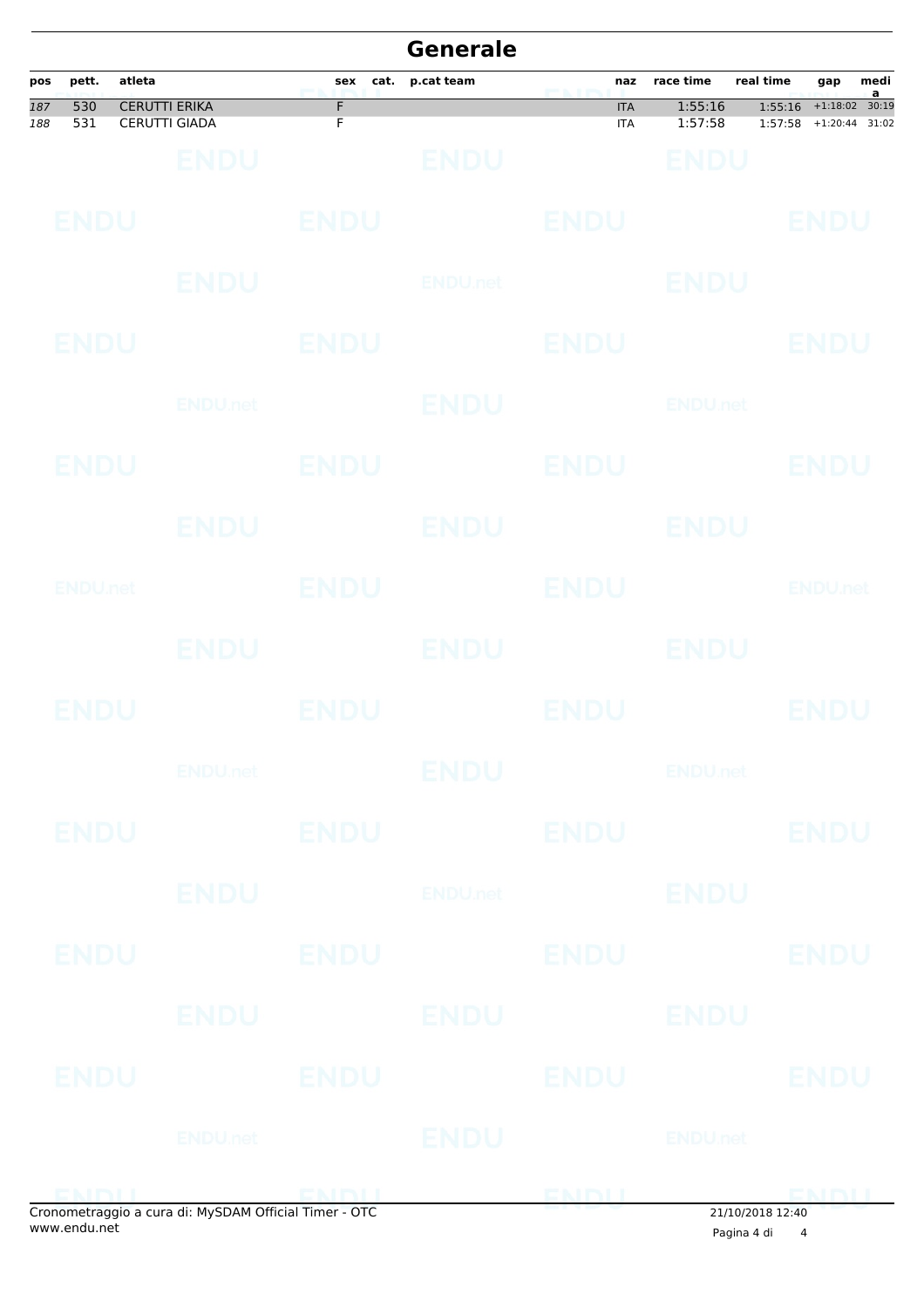# Generale

| pos | pett. | atleta | sex | cat. | p.cat | team | naz | race time | real time | gap | media |
|---|---|---|---|---|---|---|---|---|---|---|---|
| 187 | 530 | CERUTTI ERIKA | F | | | | ITA | 1:55:16 | 1:55:16 | +1:18:02 | 30:19 |
| 188 | 531 | CERUTTI GIADA | F | | | | ITA | 1:57:58 | 1:57:58 | +1:20:44 | 31:02 |

Cronometraggio a cura di: MySDAM Official Timer - OTC
www.endu.net

21/10/2018 12:40